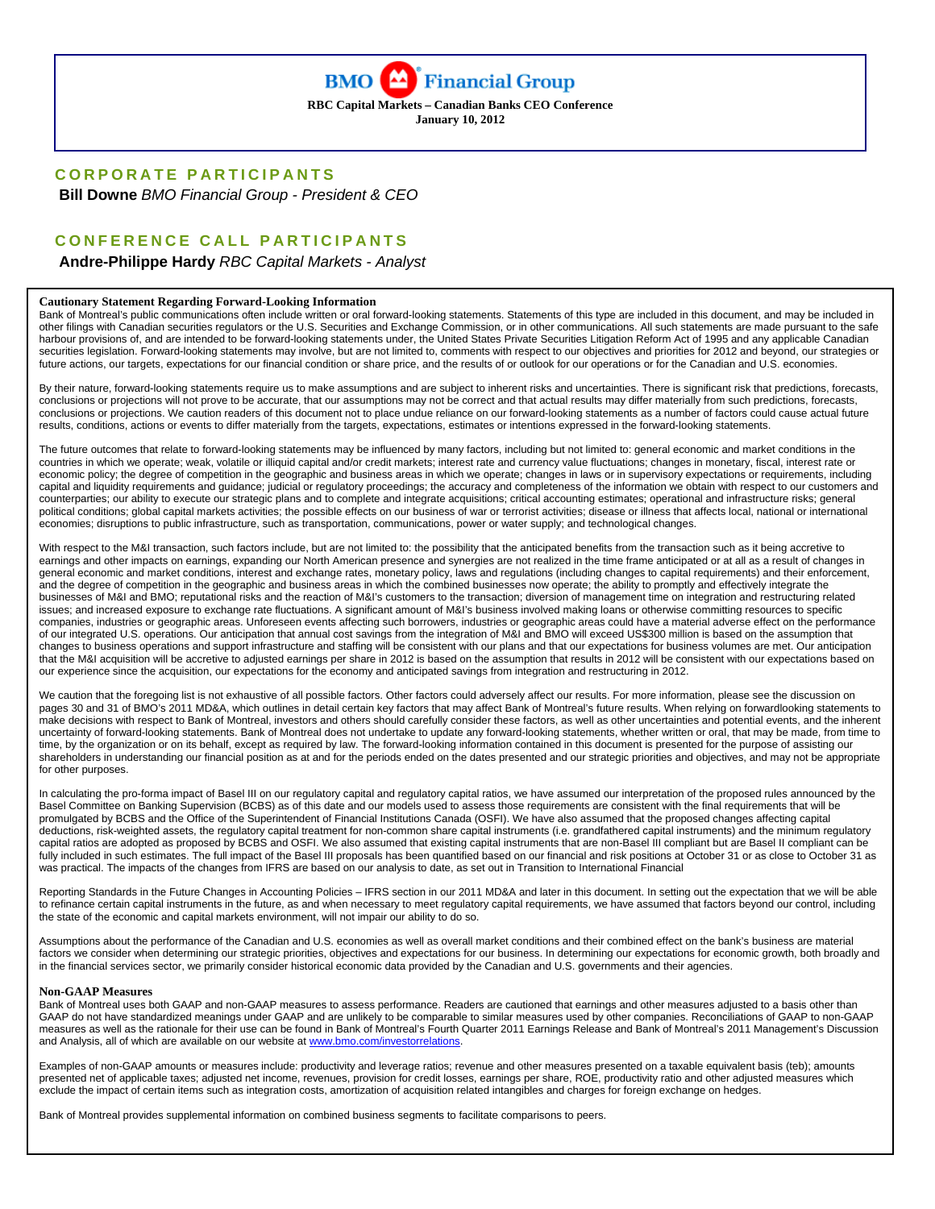# BMO Financial Group

**RBC Capital Markets – Canadian Banks CEO Conference**
**January 10, 2012**

## CORPORATE PARTICIPANTS

**Bill Downe** *BMO Financial Group - President & CEO*

## CONFERENCE CALL PARTICIPANTS

**Andre-Philippe Hardy** *RBC Capital Markets - Analyst*

**Cautionary Statement Regarding Forward-Looking Information**

Bank of Montreal's public communications often include written or oral forward-looking statements. Statements of this type are included in this document, and may be included in other filings with Canadian securities regulators or the U.S. Securities and Exchange Commission, or in other communications. All such statements are made pursuant to the safe harbour provisions of, and are intended to be forward-looking statements under, the United States Private Securities Litigation Reform Act of 1995 and any applicable Canadian securities legislation. Forward-looking statements may involve, but are not limited to, comments with respect to our objectives and priorities for 2012 and beyond, our strategies or future actions, our targets, expectations for our financial condition or share price, and the results of or outlook for our operations or for the Canadian and U.S. economies.

By their nature, forward-looking statements require us to make assumptions and are subject to inherent risks and uncertainties. There is significant risk that predictions, forecasts, conclusions or projections will not prove to be accurate, that our assumptions may not be correct and that actual results may differ materially from such predictions, forecasts, conclusions or projections. We caution readers of this document not to place undue reliance on our forward-looking statements as a number of factors could cause actual future results, conditions, actions or events to differ materially from the targets, expectations, estimates or intentions expressed in the forward-looking statements.

The future outcomes that relate to forward-looking statements may be influenced by many factors, including but not limited to: general economic and market conditions in the countries in which we operate; weak, volatile or illiquid capital and/or credit markets; interest rate and currency value fluctuations; changes in monetary, fiscal, interest rate or economic policy; the degree of competition in the geographic and business areas in which we operate; changes in laws or in supervisory expectations or requirements, including capital and liquidity requirements and guidance; judicial or regulatory proceedings; the accuracy and completeness of the information we obtain with respect to our customers and counterparties; our ability to execute our strategic plans and to complete and integrate acquisitions; critical accounting estimates; operational and infrastructure risks; general political conditions; global capital markets activities; the possible effects on our business of war or terrorist activities; disease or illness that affects local, national or international economies; disruptions to public infrastructure, such as transportation, communications, power or water supply; and technological changes.

With respect to the M&I transaction, such factors include, but are not limited to: the possibility that the anticipated benefits from the transaction such as it being accretive to earnings and other impacts on earnings, expanding our North American presence and synergies are not realized in the time frame anticipated or at all as a result of changes in general economic and market conditions, interest and exchange rates, monetary policy, laws and regulations (including changes to capital requirements) and their enforcement, and the degree of competition in the geographic and business areas in which the combined businesses now operate; the ability to promptly and effectively integrate the businesses of M&I and BMO; reputational risks and the reaction of M&I's customers to the transaction; diversion of management time on integration and restructuring related issues; and increased exposure to exchange rate fluctuations. A significant amount of M&I's business involved making loans or otherwise committing resources to specific companies, industries or geographic areas. Unforeseen events affecting such borrowers, industries or geographic areas could have a material adverse effect on the performance of our integrated U.S. operations. Our anticipation that annual cost savings from the integration of M&I and BMO will exceed US$300 million is based on the assumption that changes to business operations and support infrastructure and staffing will be consistent with our plans and that our expectations for business volumes are met. Our anticipation that the M&I acquisition will be accretive to adjusted earnings per share in 2012 is based on the assumption that results in 2012 will be consistent with our expectations based on our experience since the acquisition, our expectations for the economy and anticipated savings from integration and restructuring in 2012.

We caution that the foregoing list is not exhaustive of all possible factors. Other factors could adversely affect our results. For more information, please see the discussion on pages 30 and 31 of BMO's 2011 MD&A, which outlines in detail certain key factors that may affect Bank of Montreal's future results. When relying on forwardlooking statements to make decisions with respect to Bank of Montreal, investors and others should carefully consider these factors, as well as other uncertainties and potential events, and the inherent uncertainty of forward-looking statements. Bank of Montreal does not undertake to update any forward-looking statements, whether written or oral, that may be made, from time to time, by the organization or on its behalf, except as required by law. The forward-looking information contained in this document is presented for the purpose of assisting our shareholders in understanding our financial position as at and for the periods ended on the dates presented and our strategic priorities and objectives, and may not be appropriate for other purposes.

In calculating the pro-forma impact of Basel III on our regulatory capital and regulatory capital ratios, we have assumed our interpretation of the proposed rules announced by the Basel Committee on Banking Supervision (BCBS) as of this date and our models used to assess those requirements are consistent with the final requirements that will be promulgated by BCBS and the Office of the Superintendent of Financial Institutions Canada (OSFI). We have also assumed that the proposed changes affecting capital deductions, risk-weighted assets, the regulatory capital treatment for non-common share capital instruments (i.e. grandfathered capital instruments) and the minimum regulatory capital ratios are adopted as proposed by BCBS and OSFI. We also assumed that existing capital instruments that are non-Basel III compliant but are Basel II compliant can be fully included in such estimates. The full impact of the Basel III proposals has been quantified based on our financial and risk positions at October 31 or as close to October 31 as was practical. The impacts of the changes from IFRS are based on our analysis to date, as set out in Transition to International Financial

Reporting Standards in the Future Changes in Accounting Policies – IFRS section in our 2011 MD&A and later in this document. In setting out the expectation that we will be able to refinance certain capital instruments in the future, as and when necessary to meet regulatory capital requirements, we have assumed that factors beyond our control, including the state of the economic and capital markets environment, will not impair our ability to do so.

Assumptions about the performance of the Canadian and U.S. economies as well as overall market conditions and their combined effect on the bank's business are material factors we consider when determining our strategic priorities, objectives and expectations for our business. In determining our expectations for economic growth, both broadly and in the financial services sector, we primarily consider historical economic data provided by the Canadian and U.S. governments and their agencies.

**Non-GAAP Measures**

Bank of Montreal uses both GAAP and non-GAAP measures to assess performance. Readers are cautioned that earnings and other measures adjusted to a basis other than GAAP do not have standardized meanings under GAAP and are unlikely to be comparable to similar measures used by other companies. Reconciliations of GAAP to non-GAAP measures as well as the rationale for their use can be found in Bank of Montreal's Fourth Quarter 2011 Earnings Release and Bank of Montreal's 2011 Management's Discussion and Analysis, all of which are available on our website at www.bmo.com/investorrelations.

Examples of non-GAAP amounts or measures include: productivity and leverage ratios; revenue and other measures presented on a taxable equivalent basis (teb); amounts presented net of applicable taxes; adjusted net income, revenues, provision for credit losses, earnings per share, ROE, productivity ratio and other adjusted measures which exclude the impact of certain items such as integration costs, amortization of acquisition related intangibles and charges for foreign exchange on hedges.

Bank of Montreal provides supplemental information on combined business segments to facilitate comparisons to peers.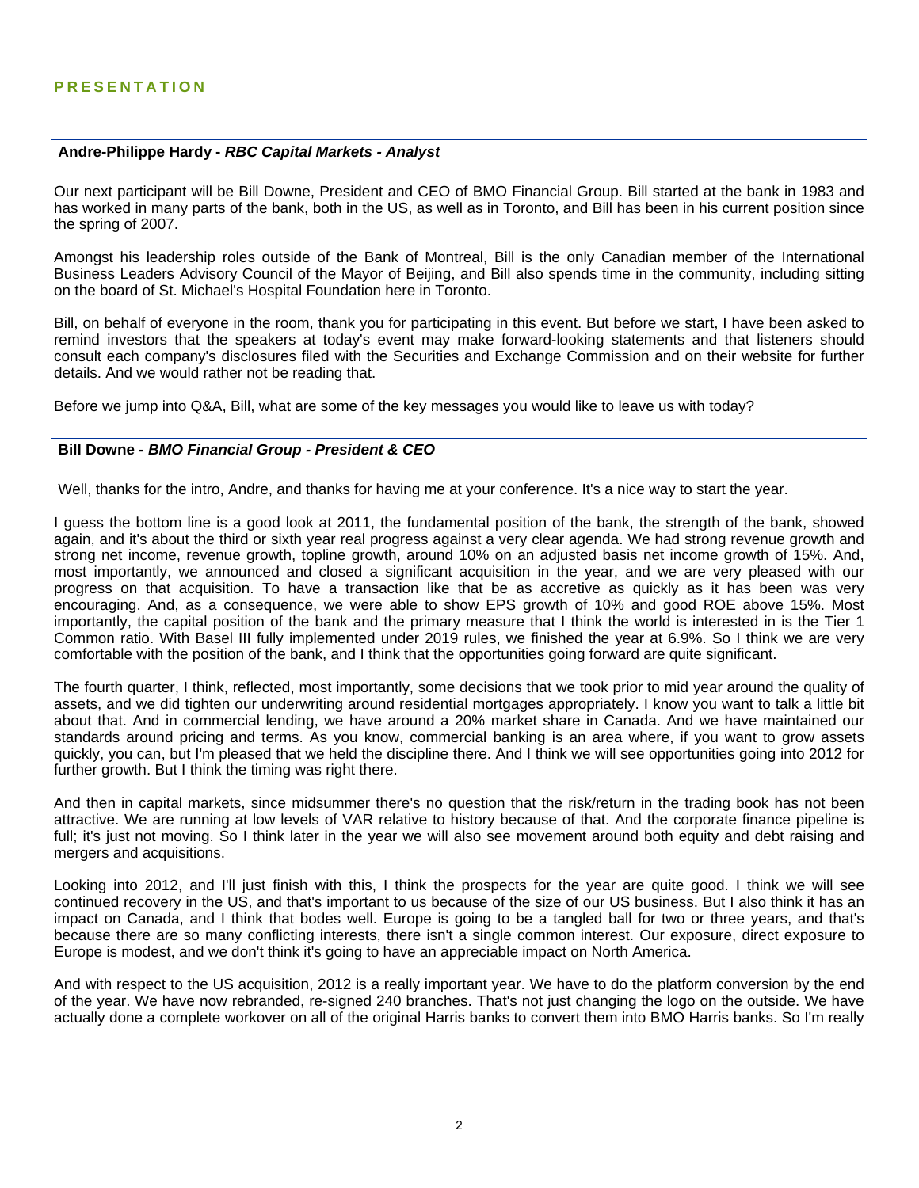## PRESENTATION

---

**Andre-Philippe Hardy** - ***RBC Capital Markets - Analyst***

Our next participant will be Bill Downe, President and CEO of BMO Financial Group. Bill started at the bank in 1983 and has worked in many parts of the bank, both in the US, as well as in Toronto, and Bill has been in his current position since the spring of 2007.

Amongst his leadership roles outside of the Bank of Montreal, Bill is the only Canadian member of the International Business Leaders Advisory Council of the Mayor of Beijing, and Bill also spends time in the community, including sitting on the board of St. Michael's Hospital Foundation here in Toronto.

Bill, on behalf of everyone in the room, thank you for participating in this event. But before we start, I have been asked to remind investors that the speakers at today's event may make forward-looking statements and that listeners should consult each company's disclosures filed with the Securities and Exchange Commission and on their website for further details. And we would rather not be reading that.

Before we jump into Q&A, Bill, what are some of the key messages you would like to leave us with today?

---

**Bill Downe** - ***BMO Financial Group - President & CEO***

Well, thanks for the intro, Andre, and thanks for having me at your conference. It's a nice way to start the year.

I guess the bottom line is a good look at 2011, the fundamental position of the bank, the strength of the bank, showed again, and it's about the third or sixth year real progress against a very clear agenda. We had strong revenue growth and strong net income, revenue growth, topline growth, around 10% on an adjusted basis net income growth of 15%. And, most importantly, we announced and closed a significant acquisition in the year, and we are very pleased with our progress on that acquisition. To have a transaction like that be as accretive as quickly as it has been was very encouraging. And, as a consequence, we were able to show EPS growth of 10% and good ROE above 15%. Most importantly, the capital position of the bank and the primary measure that I think the world is interested in is the Tier 1 Common ratio. With Basel III fully implemented under 2019 rules, we finished the year at 6.9%. So I think we are very comfortable with the position of the bank, and I think that the opportunities going forward are quite significant.

The fourth quarter, I think, reflected, most importantly, some decisions that we took prior to mid year around the quality of assets, and we did tighten our underwriting around residential mortgages appropriately. I know you want to talk a little bit about that. And in commercial lending, we have around a 20% market share in Canada. And we have maintained our standards around pricing and terms. As you know, commercial banking is an area where, if you want to grow assets quickly, you can, but I'm pleased that we held the discipline there. And I think we will see opportunities going into 2012 for further growth. But I think the timing was right there.

And then in capital markets, since midsummer there's no question that the risk/return in the trading book has not been attractive. We are running at low levels of VAR relative to history because of that. And the corporate finance pipeline is full; it's just not moving. So I think later in the year we will also see movement around both equity and debt raising and mergers and acquisitions.

Looking into 2012, and I'll just finish with this, I think the prospects for the year are quite good. I think we will see continued recovery in the US, and that's important to us because of the size of our US business. But I also think it has an impact on Canada, and I think that bodes well. Europe is going to be a tangled ball for two or three years, and that's because there are so many conflicting interests, there isn't a single common interest. Our exposure, direct exposure to Europe is modest, and we don't think it's going to have an appreciable impact on North America.

And with respect to the US acquisition, 2012 is a really important year. We have to do the platform conversion by the end of the year. We have now rebranded, re-signed 240 branches. That's not just changing the logo on the outside. We have actually done a complete workover on all of the original Harris banks to convert them into BMO Harris banks. So I'm really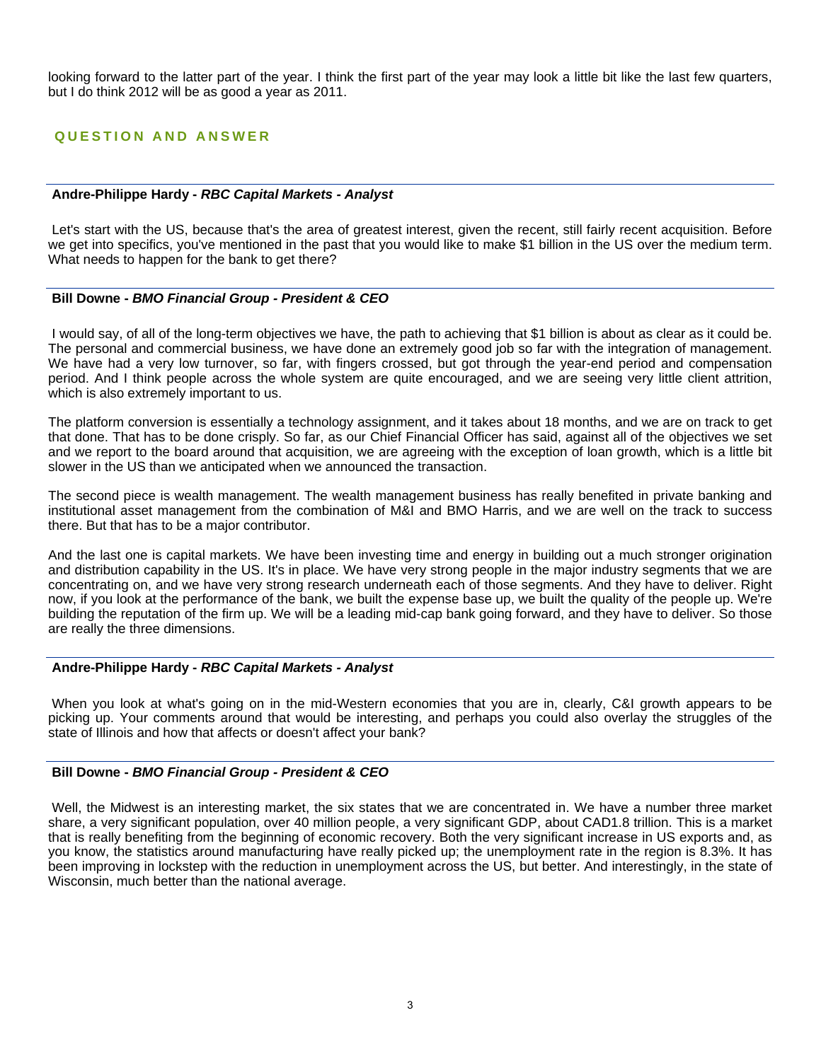looking forward to the latter part of the year. I think the first part of the year may look a little bit like the last few quarters, but I do think 2012 will be as good a year as 2011.

## QUESTION AND ANSWER

**Andre-Philippe Hardy - *RBC Capital Markets - Analyst***

Let's start with the US, because that's the area of greatest interest, given the recent, still fairly recent acquisition. Before we get into specifics, you've mentioned in the past that you would like to make $1 billion in the US over the medium term. What needs to happen for the bank to get there?

**Bill Downe - *BMO Financial Group - President & CEO***

I would say, of all of the long-term objectives we have, the path to achieving that $1 billion is about as clear as it could be. The personal and commercial business, we have done an extremely good job so far with the integration of management. We have had a very low turnover, so far, with fingers crossed, but got through the year-end period and compensation period. And I think people across the whole system are quite encouraged, and we are seeing very little client attrition, which is also extremely important to us.

The platform conversion is essentially a technology assignment, and it takes about 18 months, and we are on track to get that done. That has to be done crisply. So far, as our Chief Financial Officer has said, against all of the objectives we set and we report to the board around that acquisition, we are agreeing with the exception of loan growth, which is a little bit slower in the US than we anticipated when we announced the transaction.

The second piece is wealth management. The wealth management business has really benefited in private banking and institutional asset management from the combination of M&I and BMO Harris, and we are well on the track to success there. But that has to be a major contributor.

And the last one is capital markets. We have been investing time and energy in building out a much stronger origination and distribution capability in the US. It's in place. We have very strong people in the major industry segments that we are concentrating on, and we have very strong research underneath each of those segments. And they have to deliver. Right now, if you look at the performance of the bank, we built the expense base up, we built the quality of the people up. We're building the reputation of the firm up. We will be a leading mid-cap bank going forward, and they have to deliver. So those are really the three dimensions.

**Andre-Philippe Hardy - *RBC Capital Markets - Analyst***

When you look at what's going on in the mid-Western economies that you are in, clearly, C&I growth appears to be picking up. Your comments around that would be interesting, and perhaps you could also overlay the struggles of the state of Illinois and how that affects or doesn't affect your bank?

**Bill Downe - *BMO Financial Group - President & CEO***

Well, the Midwest is an interesting market, the six states that we are concentrated in. We have a number three market share, a very significant population, over 40 million people, a very significant GDP, about CAD1.8 trillion. This is a market that is really benefiting from the beginning of economic recovery. Both the very significant increase in US exports and, as you know, the statistics around manufacturing have really picked up; the unemployment rate in the region is 8.3%. It has been improving in lockstep with the reduction in unemployment across the US, but better. And interestingly, in the state of Wisconsin, much better than the national average.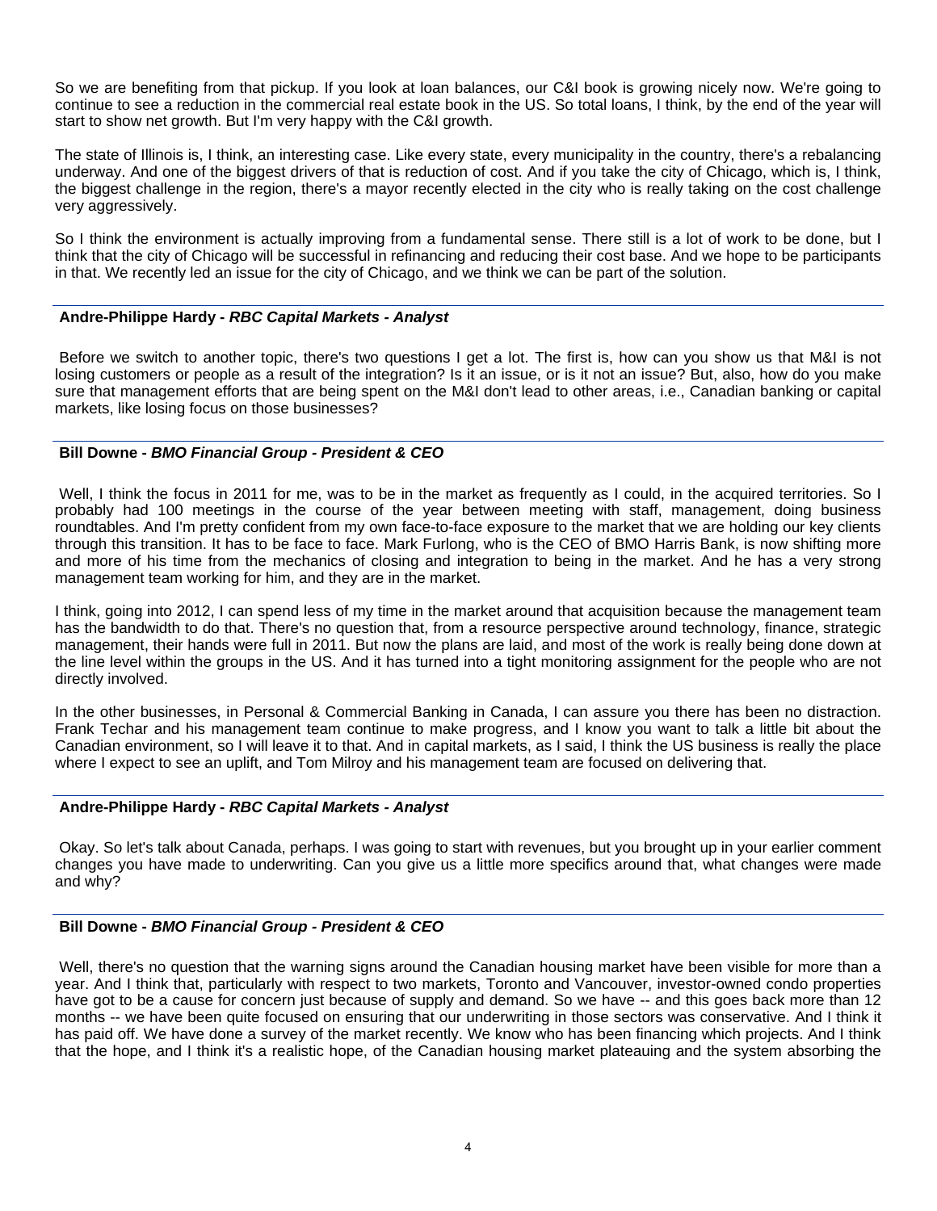So we are benefiting from that pickup. If you look at loan balances, our C&I book is growing nicely now. We're going to continue to see a reduction in the commercial real estate book in the US. So total loans, I think, by the end of the year will start to show net growth. But I'm very happy with the C&I growth.

The state of Illinois is, I think, an interesting case. Like every state, every municipality in the country, there's a rebalancing underway. And one of the biggest drivers of that is reduction of cost. And if you take the city of Chicago, which is, I think, the biggest challenge in the region, there's a mayor recently elected in the city who is really taking on the cost challenge very aggressively.

So I think the environment is actually improving from a fundamental sense. There still is a lot of work to be done, but I think that the city of Chicago will be successful in refinancing and reducing their cost base. And we hope to be participants in that. We recently led an issue for the city of Chicago, and we think we can be part of the solution.

**Andre-Philippe Hardy - *RBC Capital Markets - Analyst***

Before we switch to another topic, there's two questions I get a lot. The first is, how can you show us that M&I is not losing customers or people as a result of the integration? Is it an issue, or is it not an issue? But, also, how do you make sure that management efforts that are being spent on the M&I don't lead to other areas, i.e., Canadian banking or capital markets, like losing focus on those businesses?

**Bill Downe - *BMO Financial Group - President & CEO***

Well, I think the focus in 2011 for me, was to be in the market as frequently as I could, in the acquired territories. So I probably had 100 meetings in the course of the year between meeting with staff, management, doing business roundtables. And I'm pretty confident from my own face-to-face exposure to the market that we are holding our key clients through this transition. It has to be face to face. Mark Furlong, who is the CEO of BMO Harris Bank, is now shifting more and more of his time from the mechanics of closing and integration to being in the market. And he has a very strong management team working for him, and they are in the market.

I think, going into 2012, I can spend less of my time in the market around that acquisition because the management team has the bandwidth to do that. There's no question that, from a resource perspective around technology, finance, strategic management, their hands were full in 2011. But now the plans are laid, and most of the work is really being done down at the line level within the groups in the US. And it has turned into a tight monitoring assignment for the people who are not directly involved.

In the other businesses, in Personal & Commercial Banking in Canada, I can assure you there has been no distraction. Frank Techar and his management team continue to make progress, and I know you want to talk a little bit about the Canadian environment, so I will leave it to that. And in capital markets, as I said, I think the US business is really the place where I expect to see an uplift, and Tom Milroy and his management team are focused on delivering that.

**Andre-Philippe Hardy - *RBC Capital Markets - Analyst***

Okay. So let's talk about Canada, perhaps. I was going to start with revenues, but you brought up in your earlier comment changes you have made to underwriting. Can you give us a little more specifics around that, what changes were made and why?

**Bill Downe - *BMO Financial Group - President & CEO***

Well, there's no question that the warning signs around the Canadian housing market have been visible for more than a year. And I think that, particularly with respect to two markets, Toronto and Vancouver, investor-owned condo properties have got to be a cause for concern just because of supply and demand. So we have -- and this goes back more than 12 months -- we have been quite focused on ensuring that our underwriting in those sectors was conservative. And I think it has paid off. We have done a survey of the market recently. We know who has been financing which projects. And I think that the hope, and I think it's a realistic hope, of the Canadian housing market plateauing and the system absorbing the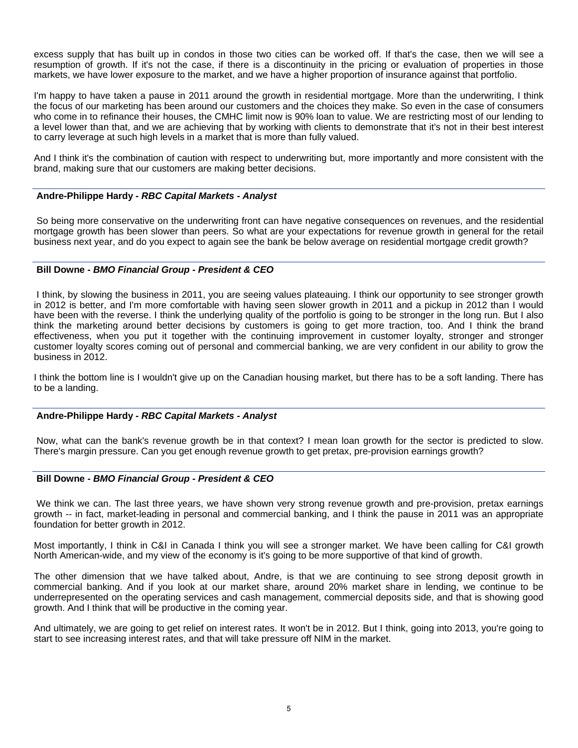excess supply that has built up in condos in those two cities can be worked off. If that's the case, then we will see a resumption of growth. If it's not the case, if there is a discontinuity in the pricing or evaluation of properties in those markets, we have lower exposure to the market, and we have a higher proportion of insurance against that portfolio.

I'm happy to have taken a pause in 2011 around the growth in residential mortgage. More than the underwriting, I think the focus of our marketing has been around our customers and the choices they make. So even in the case of consumers who come in to refinance their houses, the CMHC limit now is 90% loan to value. We are restricting most of our lending to a level lower than that, and we are achieving that by working with clients to demonstrate that it's not in their best interest to carry leverage at such high levels in a market that is more than fully valued.

And I think it's the combination of caution with respect to underwriting but, more importantly and more consistent with the brand, making sure that our customers are making better decisions.

**Andre-Philippe Hardy -** ***RBC Capital Markets - Analyst***

So being more conservative on the underwriting front can have negative consequences on revenues, and the residential mortgage growth has been slower than peers. So what are your expectations for revenue growth in general for the retail business next year, and do you expect to again see the bank be below average on residential mortgage credit growth?

**Bill Downe -** ***BMO Financial Group - President & CEO***

I think, by slowing the business in 2011, you are seeing values plateauing. I think our opportunity to see stronger growth in 2012 is better, and I'm more comfortable with having seen slower growth in 2011 and a pickup in 2012 than I would have been with the reverse. I think the underlying quality of the portfolio is going to be stronger in the long run. But I also think the marketing around better decisions by customers is going to get more traction, too. And I think the brand effectiveness, when you put it together with the continuing improvement in customer loyalty, stronger and stronger customer loyalty scores coming out of personal and commercial banking, we are very confident in our ability to grow the business in 2012.

I think the bottom line is I wouldn't give up on the Canadian housing market, but there has to be a soft landing. There has to be a landing.

**Andre-Philippe Hardy -** ***RBC Capital Markets - Analyst***

Now, what can the bank's revenue growth be in that context? I mean loan growth for the sector is predicted to slow. There's margin pressure. Can you get enough revenue growth to get pretax, pre-provision earnings growth?

**Bill Downe -** ***BMO Financial Group - President & CEO***

We think we can. The last three years, we have shown very strong revenue growth and pre-provision, pretax earnings growth -- in fact, market-leading in personal and commercial banking, and I think the pause in 2011 was an appropriate foundation for better growth in 2012.

Most importantly, I think in C&I in Canada I think you will see a stronger market. We have been calling for C&I growth North American-wide, and my view of the economy is it's going to be more supportive of that kind of growth.

The other dimension that we have talked about, Andre, is that we are continuing to see strong deposit growth in commercial banking. And if you look at our market share, around 20% market share in lending, we continue to be underrepresented on the operating services and cash management, commercial deposits side, and that is showing good growth. And I think that will be productive in the coming year.

And ultimately, we are going to get relief on interest rates. It won't be in 2012. But I think, going into 2013, you're going to start to see increasing interest rates, and that will take pressure off NIM in the market.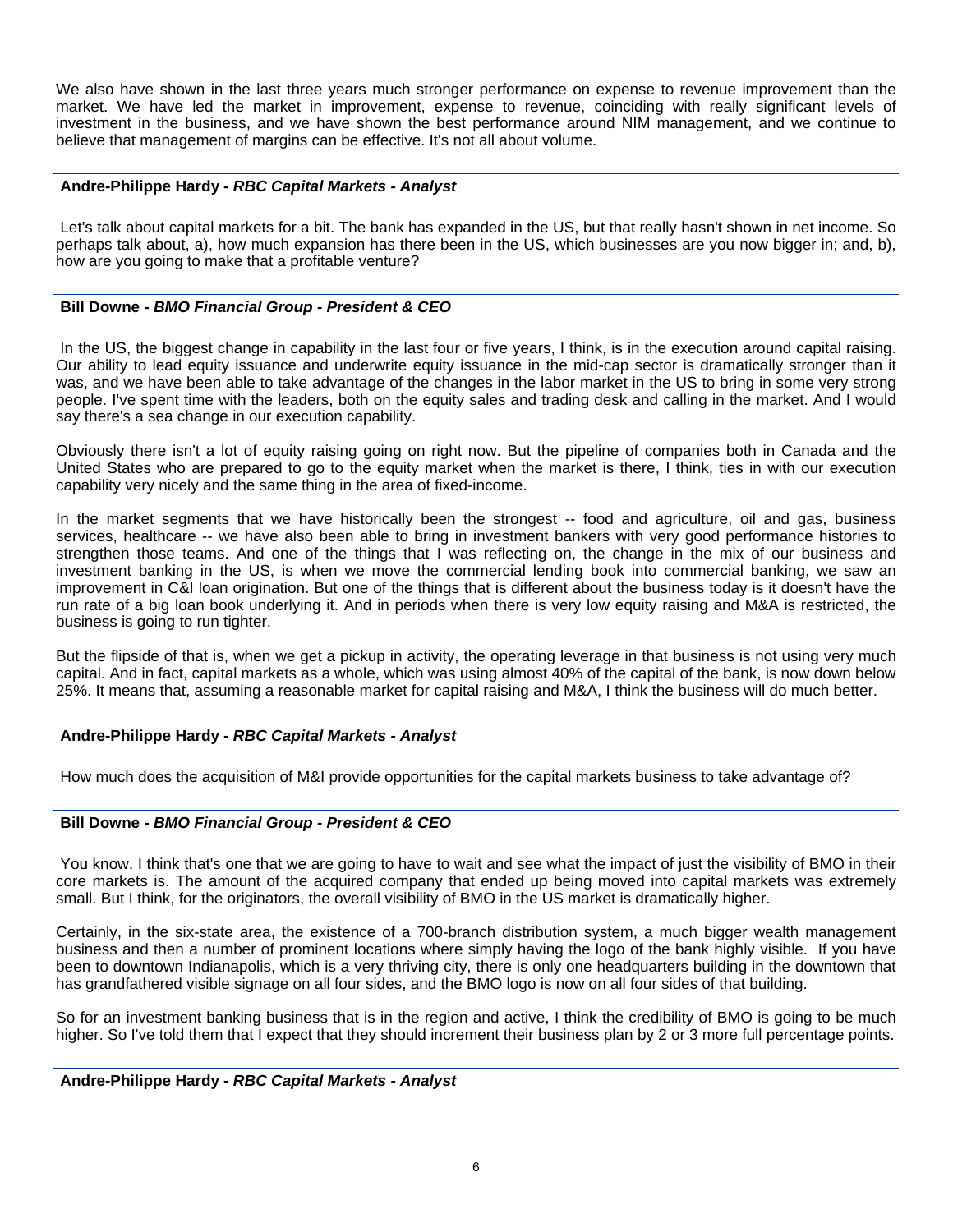We also have shown in the last three years much stronger performance on expense to revenue improvement than the market. We have led the market in improvement, expense to revenue, coinciding with really significant levels of investment in the business, and we have shown the best performance around NIM management, and we continue to believe that management of margins can be effective. It's not all about volume.

**Andre-Philippe Hardy** - ***RBC Capital Markets - Analyst***

Let's talk about capital markets for a bit. The bank has expanded in the US, but that really hasn't shown in net income. So perhaps talk about, a), how much expansion has there been in the US, which businesses are you now bigger in; and, b), how are you going to make that a profitable venture?

**Bill Downe** - ***BMO Financial Group - President & CEO***

In the US, the biggest change in capability in the last four or five years, I think, is in the execution around capital raising. Our ability to lead equity issuance and underwrite equity issuance in the mid-cap sector is dramatically stronger than it was, and we have been able to take advantage of the changes in the labor market in the US to bring in some very strong people. I've spent time with the leaders, both on the equity sales and trading desk and calling in the market. And I would say there's a sea change in our execution capability.

Obviously there isn't a lot of equity raising going on right now. But the pipeline of companies both in Canada and the United States who are prepared to go to the equity market when the market is there, I think, ties in with our execution capability very nicely and the same thing in the area of fixed-income.

In the market segments that we have historically been the strongest -- food and agriculture, oil and gas, business services, healthcare -- we have also been able to bring in investment bankers with very good performance histories to strengthen those teams. And one of the things that I was reflecting on, the change in the mix of our business and investment banking in the US, is when we move the commercial lending book into commercial banking, we saw an improvement in C&I loan origination. But one of the things that is different about the business today is it doesn't have the run rate of a big loan book underlying it. And in periods when there is very low equity raising and M&A is restricted, the business is going to run tighter.

But the flipside of that is, when we get a pickup in activity, the operating leverage in that business is not using very much capital. And in fact, capital markets as a whole, which was using almost 40% of the capital of the bank, is now down below 25%. It means that, assuming a reasonable market for capital raising and M&A, I think the business will do much better.

**Andre-Philippe Hardy** - ***RBC Capital Markets - Analyst***

How much does the acquisition of M&I provide opportunities for the capital markets business to take advantage of?

**Bill Downe** - ***BMO Financial Group - President & CEO***

You know, I think that's one that we are going to have to wait and see what the impact of just the visibility of BMO in their core markets is. The amount of the acquired company that ended up being moved into capital markets was extremely small. But I think, for the originators, the overall visibility of BMO in the US market is dramatically higher.

Certainly, in the six-state area, the existence of a 700-branch distribution system, a much bigger wealth management business and then a number of prominent locations where simply having the logo of the bank highly visible. If you have been to downtown Indianapolis, which is a very thriving city, there is only one headquarters building in the downtown that has grandfathered visible signage on all four sides, and the BMO logo is now on all four sides of that building.

So for an investment banking business that is in the region and active, I think the credibility of BMO is going to be much higher. So I've told them that I expect that they should increment their business plan by 2 or 3 more full percentage points.

**Andre-Philippe Hardy** - ***RBC Capital Markets - Analyst***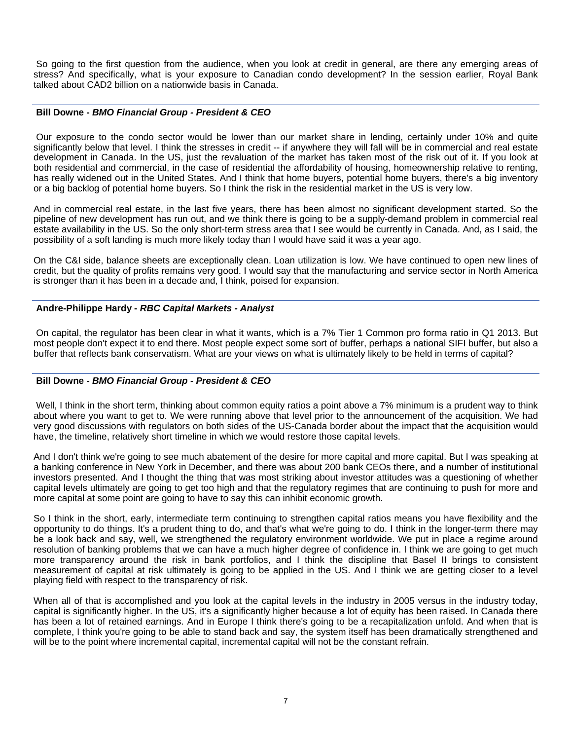So going to the first question from the audience, when you look at credit in general, are there any emerging areas of stress? And specifically, what is your exposure to Canadian condo development? In the session earlier, Royal Bank talked about CAD2 billion on a nationwide basis in Canada.

**Bill Downe -** ***BMO Financial Group - President & CEO***

Our exposure to the condo sector would be lower than our market share in lending, certainly under 10% and quite significantly below that level. I think the stresses in credit -- if anywhere they will fall will be in commercial and real estate development in Canada. In the US, just the revaluation of the market has taken most of the risk out of it. If you look at both residential and commercial, in the case of residential the affordability of housing, homeownership relative to renting, has really widened out in the United States. And I think that home buyers, potential home buyers, there's a big inventory or a big backlog of potential home buyers. So I think the risk in the residential market in the US is very low.

And in commercial real estate, in the last five years, there has been almost no significant development started. So the pipeline of new development has run out, and we think there is going to be a supply-demand problem in commercial real estate availability in the US. So the only short-term stress area that I see would be currently in Canada. And, as I said, the possibility of a soft landing is much more likely today than I would have said it was a year ago.

On the C&I side, balance sheets are exceptionally clean. Loan utilization is low. We have continued to open new lines of credit, but the quality of profits remains very good. I would say that the manufacturing and service sector in North America is stronger than it has been in a decade and, I think, poised for expansion.

**Andre-Philippe Hardy -** ***RBC Capital Markets - Analyst***

On capital, the regulator has been clear in what it wants, which is a 7% Tier 1 Common pro forma ratio in Q1 2013. But most people don't expect it to end there. Most people expect some sort of buffer, perhaps a national SIFI buffer, but also a buffer that reflects bank conservatism. What are your views on what is ultimately likely to be held in terms of capital?

**Bill Downe -** ***BMO Financial Group - President & CEO***

Well, I think in the short term, thinking about common equity ratios a point above a 7% minimum is a prudent way to think about where you want to get to. We were running above that level prior to the announcement of the acquisition. We had very good discussions with regulators on both sides of the US-Canada border about the impact that the acquisition would have, the timeline, relatively short timeline in which we would restore those capital levels.

And I don't think we're going to see much abatement of the desire for more capital and more capital. But I was speaking at a banking conference in New York in December, and there was about 200 bank CEOs there, and a number of institutional investors presented. And I thought the thing that was most striking about investor attitudes was a questioning of whether capital levels ultimately are going to get too high and that the regulatory regimes that are continuing to push for more and more capital at some point are going to have to say this can inhibit economic growth.

So I think in the short, early, intermediate term continuing to strengthen capital ratios means you have flexibility and the opportunity to do things. It's a prudent thing to do, and that's what we're going to do. I think in the longer-term there may be a look back and say, well, we strengthened the regulatory environment worldwide. We put in place a regime around resolution of banking problems that we can have a much higher degree of confidence in. I think we are going to get much more transparency around the risk in bank portfolios, and I think the discipline that Basel II brings to consistent measurement of capital at risk ultimately is going to be applied in the US. And I think we are getting closer to a level playing field with respect to the transparency of risk.

When all of that is accomplished and you look at the capital levels in the industry in 2005 versus in the industry today, capital is significantly higher. In the US, it's a significantly higher because a lot of equity has been raised. In Canada there has been a lot of retained earnings. And in Europe I think there's going to be a recapitalization unfold. And when that is complete, I think you're going to be able to stand back and say, the system itself has been dramatically strengthened and will be to the point where incremental capital, incremental capital will not be the constant refrain.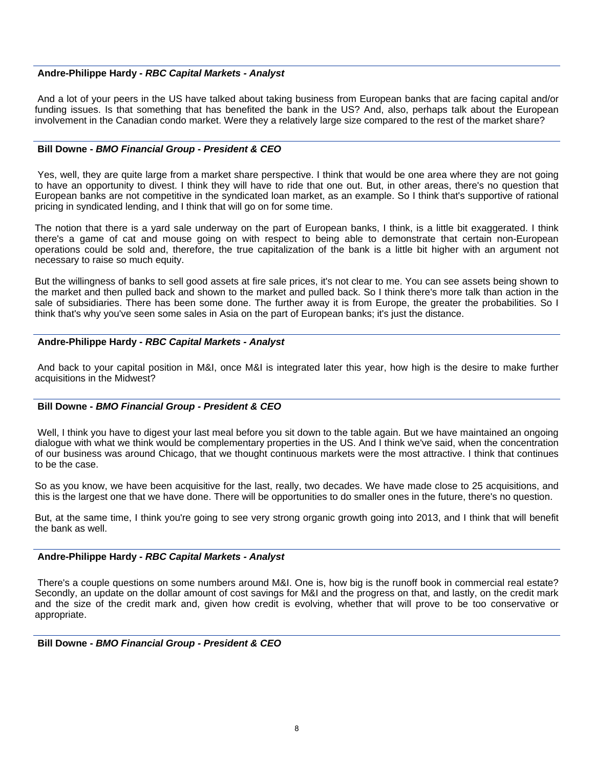**Andre-Philippe Hardy - *RBC Capital Markets - Analyst***

And a lot of your peers in the US have talked about taking business from European banks that are facing capital and/or funding issues. Is that something that has benefited the bank in the US? And, also, perhaps talk about the European involvement in the Canadian condo market. Were they a relatively large size compared to the rest of the market share?

**Bill Downe - *BMO Financial Group - President & CEO***

Yes, well, they are quite large from a market share perspective. I think that would be one area where they are not going to have an opportunity to divest. I think they will have to ride that one out. But, in other areas, there's no question that European banks are not competitive in the syndicated loan market, as an example. So I think that's supportive of rational pricing in syndicated lending, and I think that will go on for some time.

The notion that there is a yard sale underway on the part of European banks, I think, is a little bit exaggerated. I think there's a game of cat and mouse going on with respect to being able to demonstrate that certain non-European operations could be sold and, therefore, the true capitalization of the bank is a little bit higher with an argument not necessary to raise so much equity.

But the willingness of banks to sell good assets at fire sale prices, it's not clear to me. You can see assets being shown to the market and then pulled back and shown to the market and pulled back. So I think there's more talk than action in the sale of subsidiaries. There has been some done. The further away it is from Europe, the greater the probabilities. So I think that's why you've seen some sales in Asia on the part of European banks; it's just the distance.

**Andre-Philippe Hardy - *RBC Capital Markets - Analyst***

And back to your capital position in M&I, once M&I is integrated later this year, how high is the desire to make further acquisitions in the Midwest?

**Bill Downe - *BMO Financial Group - President & CEO***

Well, I think you have to digest your last meal before you sit down to the table again. But we have maintained an ongoing dialogue with what we think would be complementary properties in the US. And I think we've said, when the concentration of our business was around Chicago, that we thought continuous markets were the most attractive. I think that continues to be the case.

So as you know, we have been acquisitive for the last, really, two decades. We have made close to 25 acquisitions, and this is the largest one that we have done. There will be opportunities to do smaller ones in the future, there's no question.

But, at the same time, I think you're going to see very strong organic growth going into 2013, and I think that will benefit the bank as well.

**Andre-Philippe Hardy - *RBC Capital Markets - Analyst***

There's a couple questions on some numbers around M&I. One is, how big is the runoff book in commercial real estate? Secondly, an update on the dollar amount of cost savings for M&I and the progress on that, and lastly, on the credit mark and the size of the credit mark and, given how credit is evolving, whether that will prove to be too conservative or appropriate.

**Bill Downe - *BMO Financial Group - President & CEO***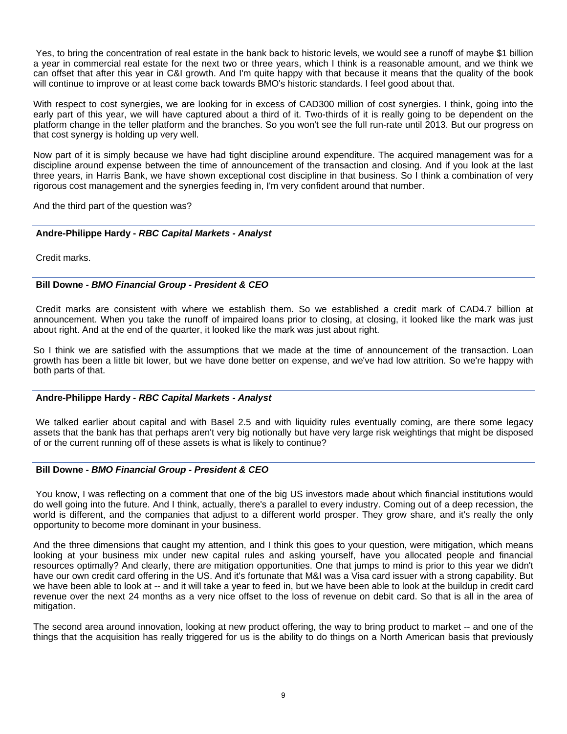Yes, to bring the concentration of real estate in the bank back to historic levels, we would see a runoff of maybe $1 billion a year in commercial real estate for the next two or three years, which I think is a reasonable amount, and we think we can offset that after this year in C&I growth. And I'm quite happy with that because it means that the quality of the book will continue to improve or at least come back towards BMO's historic standards. I feel good about that.

With respect to cost synergies, we are looking for in excess of CAD300 million of cost synergies. I think, going into the early part of this year, we will have captured about a third of it. Two-thirds of it is really going to be dependent on the platform change in the teller platform and the branches. So you won't see the full run-rate until 2013. But our progress on that cost synergy is holding up very well.

Now part of it is simply because we have had tight discipline around expenditure. The acquired management was for a discipline around expense between the time of announcement of the transaction and closing. And if you look at the last three years, in Harris Bank, we have shown exceptional cost discipline in that business. So I think a combination of very rigorous cost management and the synergies feeding in, I'm very confident around that number.

And the third part of the question was?

---

**Andre-Philippe Hardy -** ***RBC Capital Markets - Analyst***

Credit marks.

---

**Bill Downe -** ***BMO Financial Group - President & CEO***

Credit marks are consistent with where we establish them. So we established a credit mark of CAD4.7 billion at announcement. When you take the runoff of impaired loans prior to closing, at closing, it looked like the mark was just about right. And at the end of the quarter, it looked like the mark was just about right.

So I think we are satisfied with the assumptions that we made at the time of announcement of the transaction. Loan growth has been a little bit lower, but we have done better on expense, and we've had low attrition. So we're happy with both parts of that.

---

**Andre-Philippe Hardy -** ***RBC Capital Markets - Analyst***

We talked earlier about capital and with Basel 2.5 and with liquidity rules eventually coming, are there some legacy assets that the bank has that perhaps aren't very big notionally but have very large risk weightings that might be disposed of or the current running off of these assets is what is likely to continue?

---

**Bill Downe -** ***BMO Financial Group - President & CEO***

You know, I was reflecting on a comment that one of the big US investors made about which financial institutions would do well going into the future. And I think, actually, there's a parallel to every industry. Coming out of a deep recession, the world is different, and the companies that adjust to a different world prosper. They grow share, and it's really the only opportunity to become more dominant in your business.

And the three dimensions that caught my attention, and I think this goes to your question, were mitigation, which means looking at your business mix under new capital rules and asking yourself, have you allocated people and financial resources optimally? And clearly, there are mitigation opportunities. One that jumps to mind is prior to this year we didn't have our own credit card offering in the US. And it's fortunate that M&I was a Visa card issuer with a strong capability. But we have been able to look at -- and it will take a year to feed in, but we have been able to look at the buildup in credit card revenue over the next 24 months as a very nice offset to the loss of revenue on debit card. So that is all in the area of mitigation.

The second area around innovation, looking at new product offering, the way to bring product to market -- and one of the things that the acquisition has really triggered for us is the ability to do things on a North American basis that previously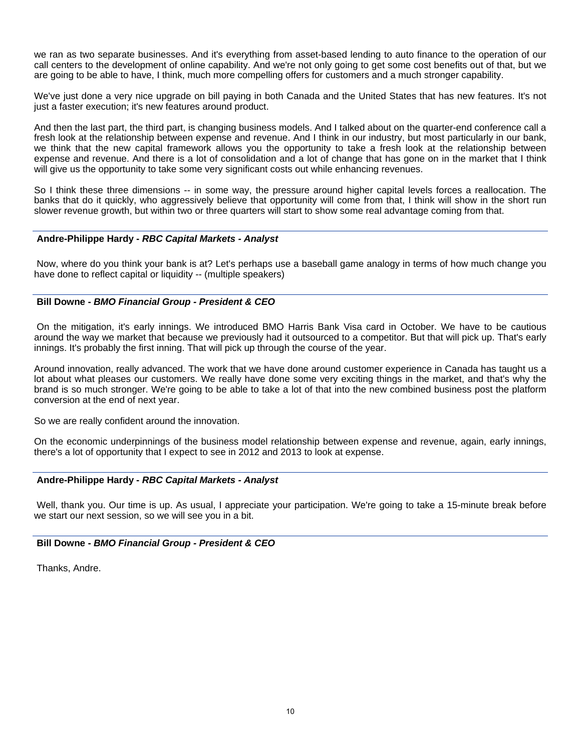we ran as two separate businesses. And it's everything from asset-based lending to auto finance to the operation of our call centers to the development of online capability. And we're not only going to get some cost benefits out of that, but we are going to be able to have, I think, much more compelling offers for customers and a much stronger capability.

We've just done a very nice upgrade on bill paying in both Canada and the United States that has new features. It's not just a faster execution; it's new features around product.

And then the last part, the third part, is changing business models. And I talked about on the quarter-end conference call a fresh look at the relationship between expense and revenue. And I think in our industry, but most particularly in our bank, we think that the new capital framework allows you the opportunity to take a fresh look at the relationship between expense and revenue. And there is a lot of consolidation and a lot of change that has gone on in the market that I think will give us the opportunity to take some very significant costs out while enhancing revenues.

So I think these three dimensions -- in some way, the pressure around higher capital levels forces a reallocation. The banks that do it quickly, who aggressively believe that opportunity will come from that, I think will show in the short run slower revenue growth, but within two or three quarters will start to show some real advantage coming from that.

---

**Andre-Philippe Hardy -** ***RBC Capital Markets - Analyst***

Now, where do you think your bank is at? Let's perhaps use a baseball game analogy in terms of how much change you have done to reflect capital or liquidity -- (multiple speakers)

---

**Bill Downe -** ***BMO Financial Group - President & CEO***

On the mitigation, it's early innings. We introduced BMO Harris Bank Visa card in October. We have to be cautious around the way we market that because we previously had it outsourced to a competitor. But that will pick up. That's early innings. It's probably the first inning. That will pick up through the course of the year.

Around innovation, really advanced. The work that we have done around customer experience in Canada has taught us a lot about what pleases our customers. We really have done some very exciting things in the market, and that's why the brand is so much stronger. We're going to be able to take a lot of that into the new combined business post the platform conversion at the end of next year.

So we are really confident around the innovation.

On the economic underpinnings of the business model relationship between expense and revenue, again, early innings, there's a lot of opportunity that I expect to see in 2012 and 2013 to look at expense.

---

**Andre-Philippe Hardy -** ***RBC Capital Markets - Analyst***

Well, thank you. Our time is up. As usual, I appreciate your participation. We're going to take a 15-minute break before we start our next session, so we will see you in a bit.

---

**Bill Downe -** ***BMO Financial Group - President & CEO***

Thanks, Andre.